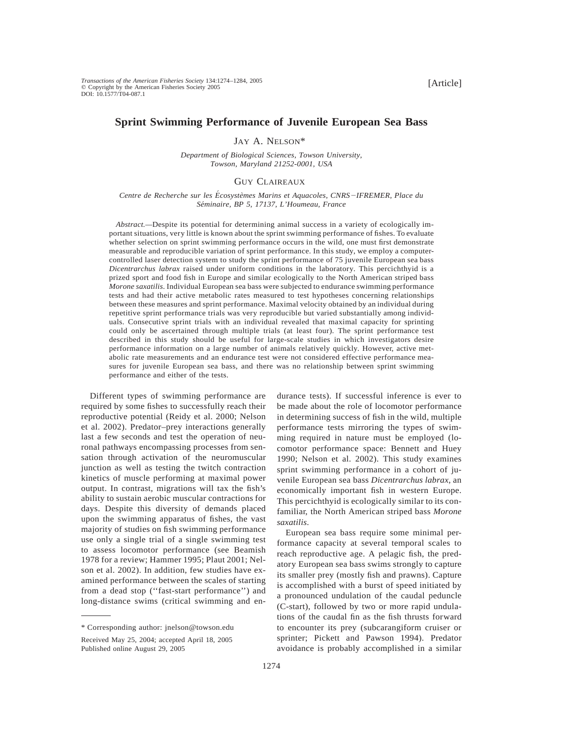[Article]

# Sprint Swimming Performance of Juvenile European Sea Bass

JAY A. NELSON*

*Department of Biological Sciences, Towson University, Towson, Maryland 21252-0001, USA*

GUY CLAIREAUX

*Centre de Recherche sur les Écosystèmes Marins et Aquacoles, CNRS–IFREMER, Place du Séminaire, BP 5, 17137, L'Houmeau, France*

*Abstract.*—Despite its potential for determining animal success in a variety of ecologically important situations, very little is known about the sprint swimming performance of fishes. To evaluate whether selection on sprint swimming performance occurs in the wild, one must first demonstrate measurable and reproducible variation of sprint performance. In this study, we employ a computer-controlled laser detection system to study the sprint performance of 75 juvenile European sea bass *Dicentrarchus labrax* raised under uniform conditions in the laboratory. This percichthyid is a prized sport and food fish in Europe and similar ecologically to the North American striped bass *Morone saxatilis*. Individual European sea bass were subjected to endurance swimming performance tests and had their active metabolic rates measured to test hypotheses concerning relationships between these measures and sprint performance. Maximal velocity obtained by an individual during repetitive sprint performance trials was very reproducible but varied substantially among individuals. Consecutive sprint trials with an individual revealed that maximal capacity for sprinting could only be ascertained through multiple trials (at least four). The sprint performance test described in this study should be useful for large-scale studies in which investigators desire performance information on a large number of animals relatively quickly. However, active metabolic rate measurements and an endurance test were not considered effective performance measures for juvenile European sea bass, and there was no relationship between sprint swimming performance and either of the tests.

Different types of swimming performance are required by some fishes to successfully reach their reproductive potential (Reidy et al. 2000; Nelson et al. 2002). Predator–prey interactions generally last a few seconds and test the operation of neuronal pathways encompassing processes from sensation through activation of the neuromuscular junction as well as testing the twitch contraction kinetics of muscle performing at maximal power output. In contrast, migrations will tax the fish's ability to sustain aerobic muscular contractions for days. Despite this diversity of demands placed upon the swimming apparatus of fishes, the vast majority of studies on fish swimming performance use only a single trial of a single swimming test to assess locomotor performance (see Beamish 1978 for a review; Hammer 1995; Plaut 2001; Nelson et al. 2002). In addition, few studies have examined performance between the scales of starting from a dead stop (''fast-start performance'') and long-distance swims (critical swimming and endurance tests). If successful inference is ever to be made about the role of locomotor performance in determining success of fish in the wild, multiple performance tests mirroring the types of swimming required in nature must be employed (locomotor performance space: Bennett and Huey 1990; Nelson et al. 2002). This study examines sprint swimming performance in a cohort of juvenile European sea bass *Dicentrarchus labrax*, an economically important fish in western Europe. This percichthyid is ecologically similar to its confamilial, the North American striped bass *Morone saxatilis*.

European sea bass require some minimal performance capacity at several temporal scales to reach reproductive age. A pelagic fish, the predatory European sea bass swims strongly to capture its smaller prey (mostly fish and prawns). Capture is accomplished with a burst of speed initiated by a pronounced undulation of the caudal peduncle (C-start), followed by two or more rapid undulations of the caudal fin as the fish thrusts forward to encounter its prey (subcarangiform cruiser or sprinter; Pickett and Pawson 1994). Predator avoidance is probably accomplished in a similar

---

\* Corresponding author: jnelson@towson.edu

Received May 25, 2004; accepted April 18, 2005
Published online August 29, 2005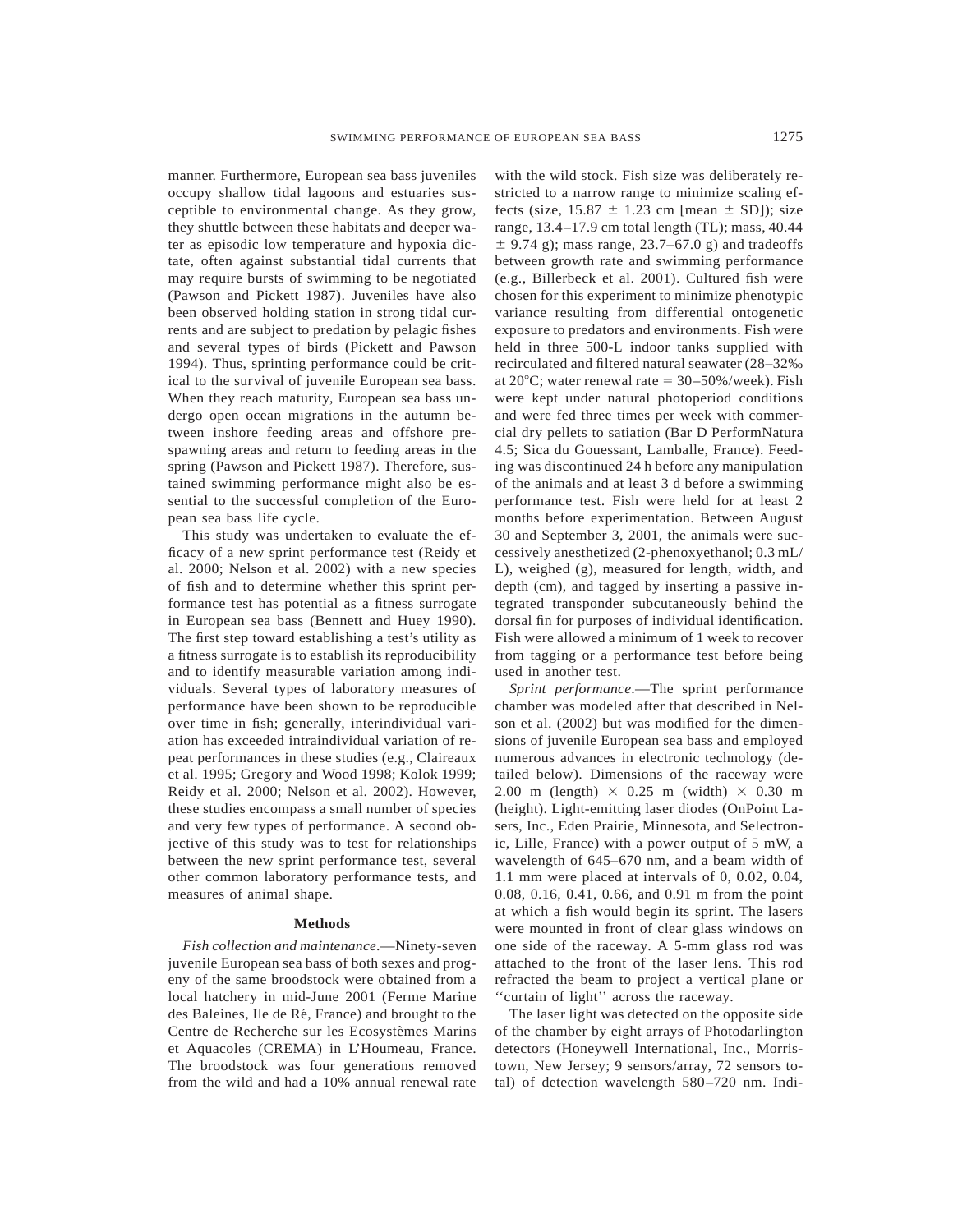manner. Furthermore, European sea bass juveniles occupy shallow tidal lagoons and estuaries susceptible to environmental change. As they grow, they shuttle between these habitats and deeper water as episodic low temperature and hypoxia dictate, often against substantial tidal currents that may require bursts of swimming to be negotiated (Pawson and Pickett 1987). Juveniles have also been observed holding station in strong tidal currents and are subject to predation by pelagic fishes and several types of birds (Pickett and Pawson 1994). Thus, sprinting performance could be critical to the survival of juvenile European sea bass. When they reach maturity, European sea bass undergo open ocean migrations in the autumn between inshore feeding areas and offshore prespawning areas and return to feeding areas in the spring (Pawson and Pickett 1987). Therefore, sustained swimming performance might also be essential to the successful completion of the European sea bass life cycle.

This study was undertaken to evaluate the efficacy of a new sprint performance test (Reidy et al. 2000; Nelson et al. 2002) with a new species of fish and to determine whether this sprint performance test has potential as a fitness surrogate in European sea bass (Bennett and Huey 1990). The first step toward establishing a test's utility as a fitness surrogate is to establish its reproducibility and to identify measurable variation among individuals. Several types of laboratory measures of performance have been shown to be reproducible over time in fish; generally, interindividual variation has exceeded intraindividual variation of repeat performances in these studies (e.g., Claireaux et al. 1995; Gregory and Wood 1998; Kolok 1999; Reidy et al. 2000; Nelson et al. 2002). However, these studies encompass a small number of species and very few types of performance. A second objective of this study was to test for relationships between the new sprint performance test, several other common laboratory performance tests, and measures of animal shape.

## Methods

*Fish collection and maintenance*.—Ninety-seven juvenile European sea bass of both sexes and progeny of the same broodstock were obtained from a local hatchery in mid-June 2001 (Ferme Marine des Baleines, Ile de Ré, France) and brought to the Centre de Recherche sur les Ecosystèmes Marins et Aquacoles (CREMA) in L'Houmeau, France. The broodstock was four generations removed from the wild and had a 10% annual renewal rate with the wild stock. Fish size was deliberately restricted to a narrow range to minimize scaling effects (size, 15.87 ± 1.23 cm [mean ± SD]); size range, 13.4–17.9 cm total length (TL); mass, 40.44 ± 9.74 g); mass range, 23.7–67.0 g) and tradeoffs between growth rate and swimming performance (e.g., Billerbeck et al. 2001). Cultured fish were chosen for this experiment to minimize phenotypic variance resulting from differential ontogenetic exposure to predators and environments. Fish were held in three 500-L indoor tanks supplied with recirculated and filtered natural seawater (28–32‰ at 20°C; water renewal rate = 30–50%/week). Fish were kept under natural photoperiod conditions and were fed three times per week with commercial dry pellets to satiation (Bar D PerformNatura 4.5; Sica du Gouessant, Lamballe, France). Feeding was discontinued 24 h before any manipulation of the animals and at least 3 d before a swimming performance test. Fish were held for at least 2 months before experimentation. Between August 30 and September 3, 2001, the animals were successively anesthetized (2-phenoxyethanol; 0.3 mL/L), weighed (g), measured for length, width, and depth (cm), and tagged by inserting a passive integrated transponder subcutaneously behind the dorsal fin for purposes of individual identification. Fish were allowed a minimum of 1 week to recover from tagging or a performance test before being used in another test.

*Sprint performance*.—The sprint performance chamber was modeled after that described in Nelson et al. (2002) but was modified for the dimensions of juvenile European sea bass and employed numerous advances in electronic technology (detailed below). Dimensions of the raceway were 2.00 m (length) × 0.25 m (width) × 0.30 m (height). Light-emitting laser diodes (OnPoint Lasers, Inc., Eden Prairie, Minnesota, and Selectronic, Lille, France) with a power output of 5 mW, a wavelength of 645–670 nm, and a beam width of 1.1 mm were placed at intervals of 0, 0.02, 0.04, 0.08, 0.16, 0.41, 0.66, and 0.91 m from the point at which a fish would begin its sprint. The lasers were mounted in front of clear glass windows on one side of the raceway. A 5-mm glass rod was attached to the front of the laser lens. This rod refracted the beam to project a vertical plane or ''curtain of light'' across the raceway.

The laser light was detected on the opposite side of the chamber by eight arrays of Photodarlington detectors (Honeywell International, Inc., Morristown, New Jersey; 9 sensors/array, 72 sensors total) of detection wavelength 580–720 nm. Indi-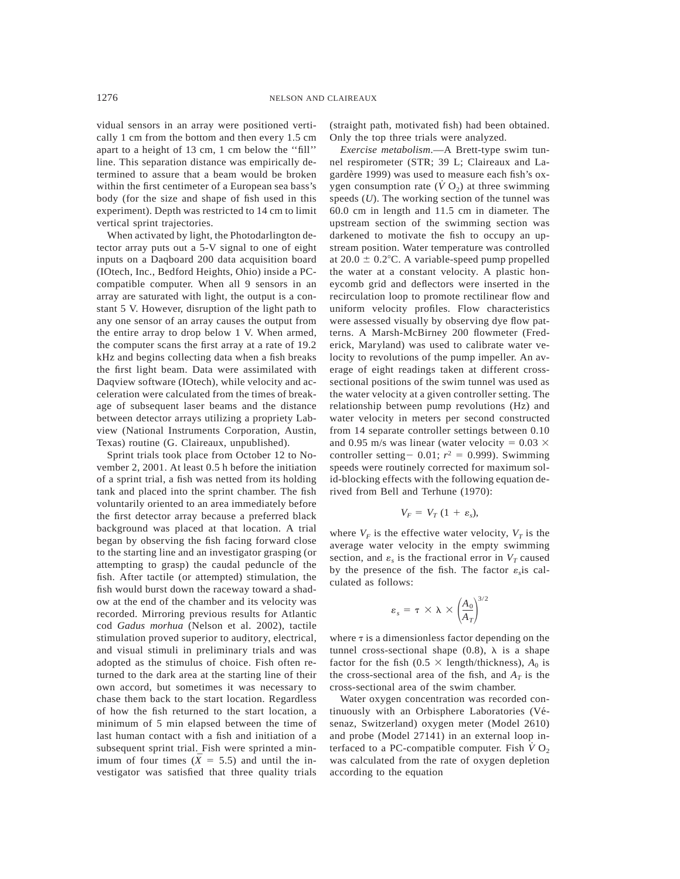vidual sensors in an array were positioned vertically 1 cm from the bottom and then every 1.5 cm apart to a height of 13 cm, 1 cm below the ''fill'' line. This separation distance was empirically determined to assure that a beam would be broken within the first centimeter of a European sea bass's body (for the size and shape of fish used in this experiment). Depth was restricted to 14 cm to limit vertical sprint trajectories.

When activated by light, the Photodarlington detector array puts out a 5-V signal to one of eight inputs on a Daqboard 200 data acquisition board (IOtech, Inc., Bedford Heights, Ohio) inside a PC-compatible computer. When all 9 sensors in an array are saturated with light, the output is a constant 5 V. However, disruption of the light path to any one sensor of an array causes the output from the entire array to drop below 1 V. When armed, the computer scans the first array at a rate of 19.2 kHz and begins collecting data when a fish breaks the first light beam. Data were assimilated with Daqview software (IOtech), while velocity and acceleration were calculated from the times of breakage of subsequent laser beams and the distance between detector arrays utilizing a propriety Labview (National Instruments Corporation, Austin, Texas) routine (G. Claireaux, unpublished).

Sprint trials took place from October 12 to November 2, 2001. At least 0.5 h before the initiation of a sprint trial, a fish was netted from its holding tank and placed into the sprint chamber. The fish voluntarily oriented to an area immediately before the first detector array because a preferred black background was placed at that location. A trial began by observing the fish facing forward close to the starting line and an investigator grasping (or attempting to grasp) the caudal peduncle of the fish. After tactile (or attempted) stimulation, the fish would burst down the raceway toward a shadow at the end of the chamber and its velocity was recorded. Mirroring previous results for Atlantic cod *Gadus morhua* (Nelson et al. 2002), tactile stimulation proved superior to auditory, electrical, and visual stimuli in preliminary trials and was adopted as the stimulus of choice. Fish often returned to the dark area at the starting line of their own accord, but sometimes it was necessary to chase them back to the start location. Regardless of how the fish returned to the start location, a minimum of 5 min elapsed between the time of last human contact with a fish and initiation of a subsequent sprint trial. Fish were sprinted a minimum of four times ($\bar{X}$ = 5.5) and until the investigator was satisfied that three quality trials (straight path, motivated fish) had been obtained. Only the top three trials were analyzed.

*Exercise metabolism*.—A Brett-type swim tunnel respirometer (STR; 39 L; Claireaux and Lagardère 1999) was used to measure each fish's oxygen consumption rate ($\dot{V}O_2$) at three swimming speeds ($U$). The working section of the tunnel was 60.0 cm in length and 11.5 cm in diameter. The upstream section of the swimming section was darkened to motivate the fish to occupy an upstream position. Water temperature was controlled at 20.0 ± 0.2°C. A variable-speed pump propelled the water at a constant velocity. A plastic honeycomb grid and deflectors were inserted in the recirculation loop to promote rectilinear flow and uniform velocity profiles. Flow characteristics were assessed visually by observing dye flow patterns. A Marsh-McBirney 200 flowmeter (Frederick, Maryland) was used to calibrate water velocity to revolutions of the pump impeller. An average of eight readings taken at different cross-sectional positions of the swim tunnel was used as the water velocity at a given controller setting. The relationship between pump revolutions (Hz) and water velocity in meters per second constructed from 14 separate controller settings between 0.10 and 0.95 m/s was linear (water velocity = 0.03 × controller setting − 0.01; $r^2$ = 0.999). Swimming speeds were routinely corrected for maximum solid-blocking effects with the following equation derived from Bell and Terhune (1970):

$$V_F = V_T\,(1 + \varepsilon_s),$$

where $V_F$ is the effective water velocity, $V_T$ is the average water velocity in the empty swimming section, and $\varepsilon_s$ is the fractional error in $V_T$ caused by the presence of the fish. The factor $\varepsilon_s$ is calculated as follows:

$$\varepsilon_s = \tau \times \lambda \times \left(\frac{A_0}{A_T}\right)^{3/2}$$

where $\tau$ is a dimensionless factor depending on the tunnel cross-sectional shape (0.8), $\lambda$ is a shape factor for the fish (0.5 × length/thickness), $A_0$ is the cross-sectional area of the fish, and $A_T$ is the cross-sectional area of the swim chamber.

Water oxygen concentration was recorded continuously with an Orbisphere Laboratories (Vésenaz, Switzerland) oxygen meter (Model 2610) and probe (Model 27141) in an external loop interfaced to a PC-compatible computer. Fish $\dot{V}O_2$ was calculated from the rate of oxygen depletion according to the equation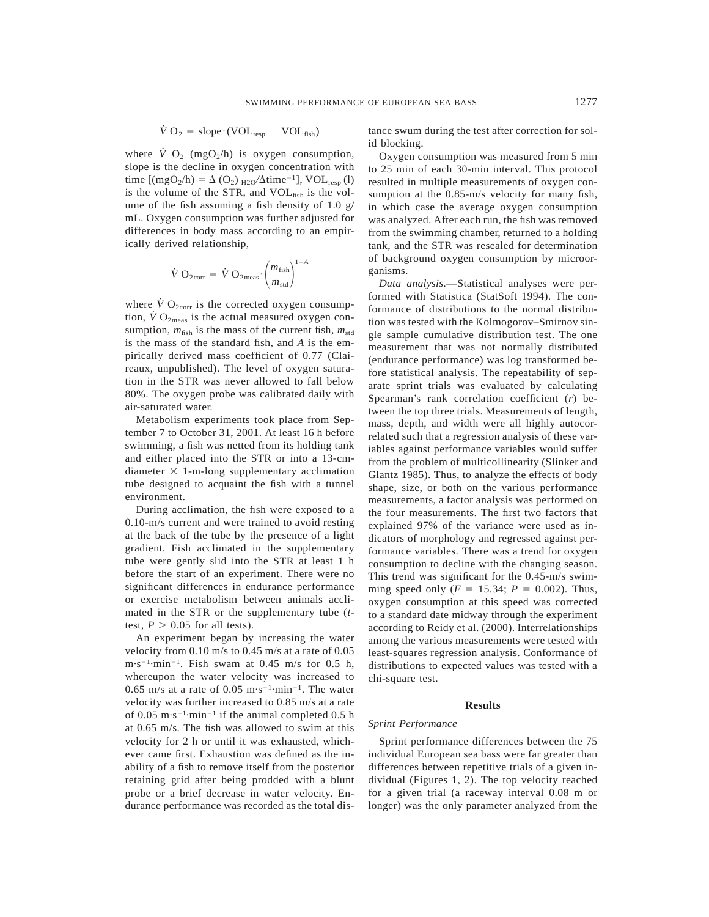$$\dot{V}\,O_2 = \text{slope} \cdot (\text{VOL}_{\text{resp}} - \text{VOL}_{\text{fish}})$$

where $\dot{V}\,O_2$ ($mgO_2$/h) is oxygen consumption, slope is the decline in oxygen concentration with time [($mgO_2$/h) = $\Delta\,(O_2)_{H2O}/\Delta\text{time}^{-1}$], $\text{VOL}_{\text{resp}}$ (l) is the volume of the STR, and $\text{VOL}_{\text{fish}}$ is the volume of the fish assuming a fish density of 1.0 g/mL. Oxygen consumption was further adjusted for differences in body mass according to an empirically derived relationship,

$$\dot{V}\,O_{2\text{corr}} = \dot{V}\,O_{2\text{meas}} \cdot \left(\frac{m_{\text{fish}}}{m_{\text{std}}}\right)^{1-A}$$

where $\dot{V}\,O_{2\text{corr}}$ is the corrected oxygen consumption, $\dot{V}\,O_{2\text{meas}}$ is the actual measured oxygen consumption, $m_{\text{fish}}$ is the mass of the current fish, $m_{\text{std}}$ is the mass of the standard fish, and $A$ is the empirically derived mass coefficient of 0.77 (Claireaux, unpublished). The level of oxygen saturation in the STR was never allowed to fall below 80%. The oxygen probe was calibrated daily with air-saturated water.

Metabolism experiments took place from September 7 to October 31, 2001. At least 16 h before swimming, a fish was netted from its holding tank and either placed into the STR or into a 13-cm-diameter × 1-m-long supplementary acclimation tube designed to acquaint the fish with a tunnel environment.

During acclimation, the fish were exposed to a 0.10-m/s current and were trained to avoid resting at the back of the tube by the presence of a light gradient. Fish acclimated in the supplementary tube were gently slid into the STR at least 1 h before the start of an experiment. There were no significant differences in endurance performance or exercise metabolism between animals acclimated in the STR or the supplementary tube ($t$-test, $P > 0.05$ for all tests).

An experiment began by increasing the water velocity from 0.10 m/s to 0.45 m/s at a rate of 0.05 $m\cdot s^{-1}\cdot min^{-1}$. Fish swam at 0.45 m/s for 0.5 h, whereupon the water velocity was increased to 0.65 m/s at a rate of 0.05 $m\cdot s^{-1}\cdot min^{-1}$. The water velocity was further increased to 0.85 m/s at a rate of 0.05 $m\cdot s^{-1}\cdot min^{-1}$ if the animal completed 0.5 h at 0.65 m/s. The fish was allowed to swim at this velocity for 2 h or until it was exhausted, whichever came first. Exhaustion was defined as the inability of a fish to remove itself from the posterior retaining grid after being prodded with a blunt probe or a brief decrease in water velocity. Endurance performance was recorded as the total distance swum during the test after correction for solid blocking.

Oxygen consumption was measured from 5 min to 25 min of each 30-min interval. This protocol resulted in multiple measurements of oxygen consumption at the 0.85-m/s velocity for many fish, in which case the average oxygen consumption was analyzed. After each run, the fish was removed from the swimming chamber, returned to a holding tank, and the STR was resealed for determination of background oxygen consumption by microorganisms.

*Data analysis*.—Statistical analyses were performed with Statistica (StatSoft 1994). The conformance of distributions to the normal distribution was tested with the Kolmogorov–Smirnov single sample cumulative distribution test. The one measurement that was not normally distributed (endurance performance) was log transformed before statistical analysis. The repeatability of separate sprint trials was evaluated by calculating Spearman's rank correlation coefficient ($r$) between the top three trials. Measurements of length, mass, depth, and width were all highly autocorrelated such that a regression analysis of these variables against performance variables would suffer from the problem of multicollinearity (Slinker and Glantz 1985). Thus, to analyze the effects of body shape, size, or both on the various performance measurements, a factor analysis was performed on the four measurements. The first two factors that explained 97% of the variance were used as indicators of morphology and regressed against performance variables. There was a trend for oxygen consumption to decline with the changing season. This trend was significant for the 0.45-m/s swimming speed only ($F = 15.34$; $P = 0.002$). Thus, oxygen consumption at this speed was corrected to a standard date midway through the experiment according to Reidy et al. (2000). Interrelationships among the various measurements were tested with least-squares regression analysis. Conformance of distributions to expected values was tested with a chi-square test.

## Results

### *Sprint Performance*

Sprint performance differences between the 75 individual European sea bass were far greater than differences between repetitive trials of a given individual (Figures 1, 2). The top velocity reached for a given trial (a raceway interval 0.08 m or longer) was the only parameter analyzed from the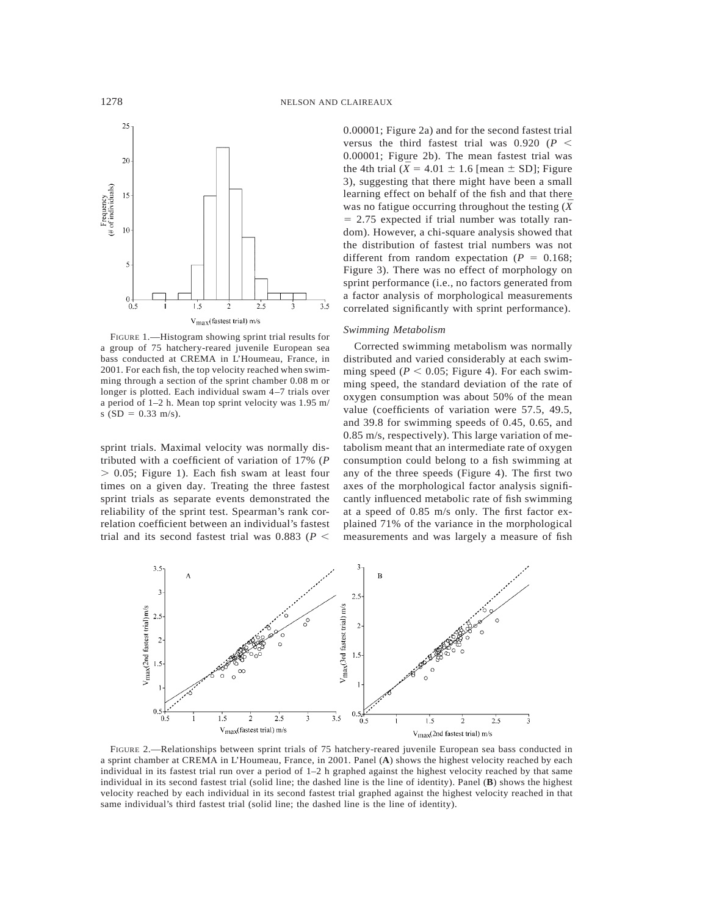FIGURE 1.—Histogram showing sprint trial results for a group of 75 hatchery-reared juvenile European sea bass conducted at CREMA in L'Houmeau, France, in 2001. For each fish, the top velocity reached when swimming through a section of the sprint chamber 0.08 m or longer is plotted. Each individual swam 4–7 trials over a period of 1–2 h. Mean top sprint velocity was 1.95 m/s (SD = 0.33 m/s).

sprint trials. Maximal velocity was normally distributed with a coefficient of variation of 17% ($P > 0.05$; Figure 1). Each fish swam at least four times on a given day. Treating the three fastest sprint trials as separate events demonstrated the reliability of the sprint test. Spearman's rank correlation coefficient between an individual's fastest trial and its second fastest trial was 0.883 ($P <$ 0.00001; Figure 2a) and for the second fastest trial versus the third fastest trial was 0.920 ($P <$ 0.00001; Figure 2b). The mean fastest trial was the 4th trial ($\bar{X} = 4.01 \pm 1.6$ [mean ± SD]; Figure 3), suggesting that there might have been a small learning effect on behalf of the fish and that there was no fatigue occurring throughout the testing ($\bar{X} = 2.75$ expected if trial number was totally random). However, a chi-square analysis showed that the distribution of fastest trial numbers was not different from random expectation ($P = 0.168$; Figure 3). There was no effect of morphology on sprint performance (i.e., no factors generated from a factor analysis of morphological measurements correlated significantly with sprint performance).

### *Swimming Metabolism*

Corrected swimming metabolism was normally distributed and varied considerably at each swimming speed ($P < 0.05$; Figure 4). For each swimming speed, the standard deviation of the rate of oxygen consumption was about 50% of the mean value (coefficients of variation were 57.5, 49.5, and 39.8 for swimming speeds of 0.45, 0.65, and 0.85 m/s, respectively). This large variation of metabolism meant that an intermediate rate of oxygen consumption could belong to a fish swimming at any of the three speeds (Figure 4). The first two axes of the morphological factor analysis significantly influenced metabolic rate of fish swimming at a speed of 0.85 m/s only. The first factor explained 71% of the variance in the morphological measurements and was largely a measure of fish

FIGURE 2.—Relationships between sprint trials of 75 hatchery-reared juvenile European sea bass conducted in a sprint chamber at CREMA in L'Houmeau, France, in 2001. Panel (**A**) shows the highest velocity reached by each individual in its fastest trial run over a period of 1–2 h graphed against the highest velocity reached by that same individual in its second fastest trial (solid line; the dashed line is the line of identity). Panel (**B**) shows the highest velocity reached by each individual in its second fastest trial graphed against the highest velocity reached in that same individual's third fastest trial (solid line; the dashed line is the line of identity).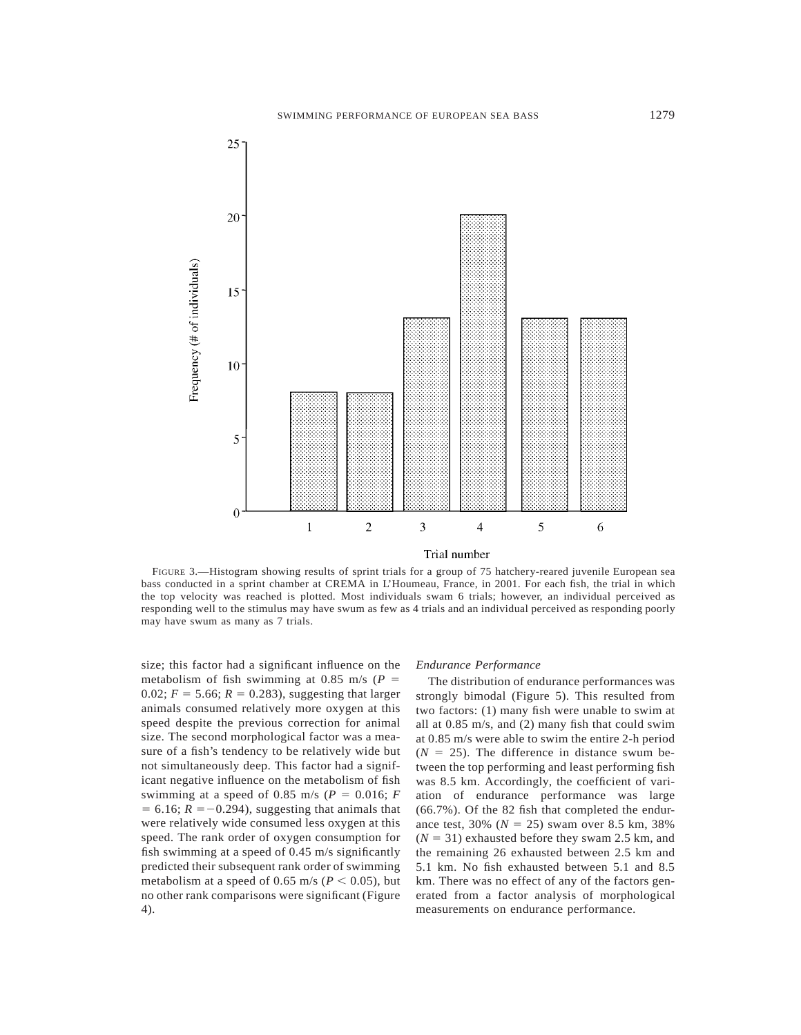FIGURE 3.—Histogram showing results of sprint trials for a group of 75 hatchery-reared juvenile European sea bass conducted in a sprint chamber at CREMA in L'Houmeau, France, in 2001. For each fish, the trial in which the top velocity was reached is plotted. Most individuals swam 6 trials; however, an individual perceived as responding well to the stimulus may have swum as few as 4 trials and an individual perceived as responding poorly may have swum as many as 7 trials.

size; this factor had a significant influence on the metabolism of fish swimming at 0.85 m/s ($P$ = 0.02; $F$ = 5.66; $R$ = 0.283), suggesting that larger animals consumed relatively more oxygen at this speed despite the previous correction for animal size. The second morphological factor was a measure of a fish's tendency to be relatively wide but not simultaneously deep. This factor had a significant negative influence on the metabolism of fish swimming at a speed of 0.85 m/s ($P$ = 0.016; $F$ = 6.16; $R$ = −0.294), suggesting that animals that were relatively wide consumed less oxygen at this speed. The rank order of oxygen consumption for fish swimming at a speed of 0.45 m/s significantly predicted their subsequent rank order of swimming metabolism at a speed of 0.65 m/s ($P < 0.05$), but no other rank comparisons were significant (Figure 4).

### *Endurance Performance*

The distribution of endurance performances was strongly bimodal (Figure 5). This resulted from two factors: (1) many fish were unable to swim at all at 0.85 m/s, and (2) many fish that could swim at 0.85 m/s were able to swim the entire 2-h period ($N$ = 25). The difference in distance swum between the top performing and least performing fish was 8.5 km. Accordingly, the coefficient of variation of endurance performance was large (66.7%). Of the 82 fish that completed the endurance test, 30% ($N$ = 25) swam over 8.5 km, 38% ($N$ = 31) exhausted before they swam 2.5 km, and the remaining 26 exhausted between 2.5 km and 5.1 km. No fish exhausted between 5.1 and 8.5 km. There was no effect of any of the factors generated from a factor analysis of morphological measurements on endurance performance.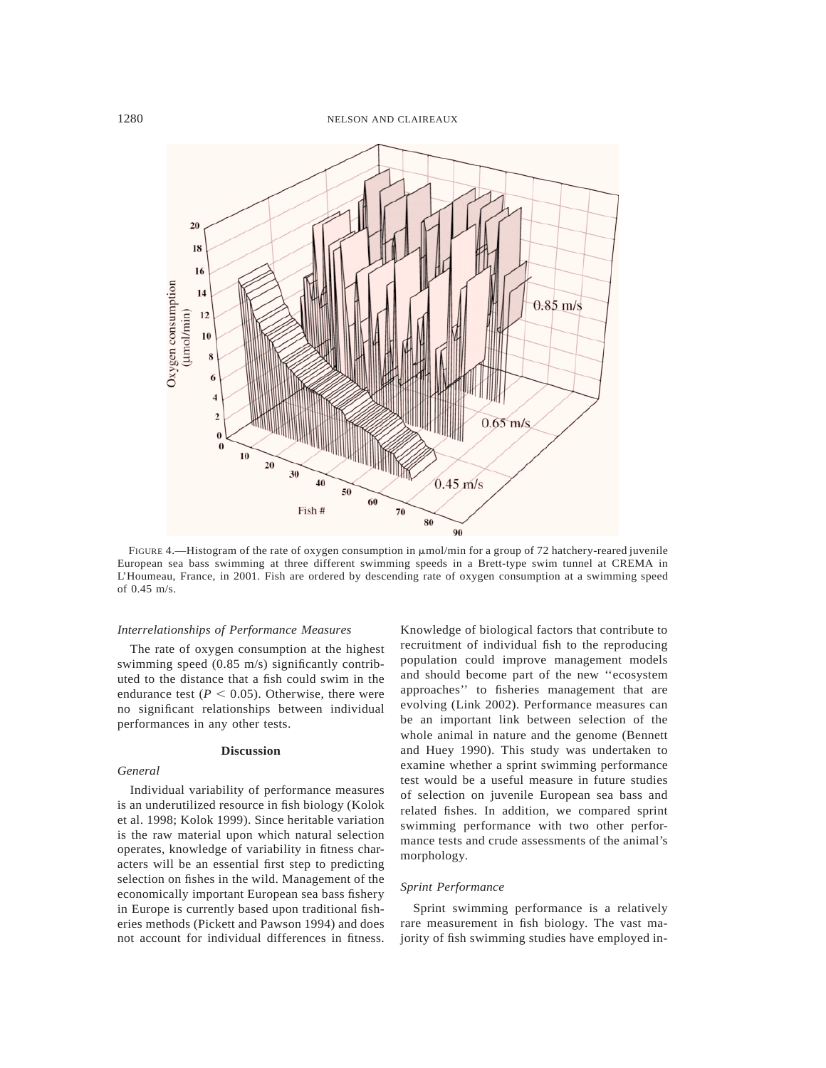FIGURE 4.—Histogram of the rate of oxygen consumption in μmol/min for a group of 72 hatchery-reared juvenile European sea bass swimming at three different swimming speeds in a Brett-type swim tunnel at CREMA in L'Houmeau, France, in 2001. Fish are ordered by descending rate of oxygen consumption at a swimming speed of 0.45 m/s.

### *Interrelationships of Performance Measures*

The rate of oxygen consumption at the highest swimming speed (0.85 m/s) significantly contributed to the distance that a fish could swim in the endurance test ($P < 0.05$). Otherwise, there were no significant relationships between individual performances in any other tests.

## Discussion

### *General*

Individual variability of performance measures is an underutilized resource in fish biology (Kolok et al. 1998; Kolok 1999). Since heritable variation is the raw material upon which natural selection operates, knowledge of variability in fitness characters will be an essential first step to predicting selection on fishes in the wild. Management of the economically important European sea bass fishery in Europe is currently based upon traditional fisheries methods (Pickett and Pawson 1994) and does not account for individual differences in fitness. Knowledge of biological factors that contribute to recruitment of individual fish to the reproducing population could improve management models and should become part of the new ''ecosystem approaches'' to fisheries management that are evolving (Link 2002). Performance measures can be an important link between selection of the whole animal in nature and the genome (Bennett and Huey 1990). This study was undertaken to examine whether a sprint swimming performance test would be a useful measure in future studies of selection on juvenile European sea bass and related fishes. In addition, we compared sprint swimming performance with two other performance tests and crude assessments of the animal's morphology.

### *Sprint Performance*

Sprint swimming performance is a relatively rare measurement in fish biology. The vast majority of fish swimming studies have employed in-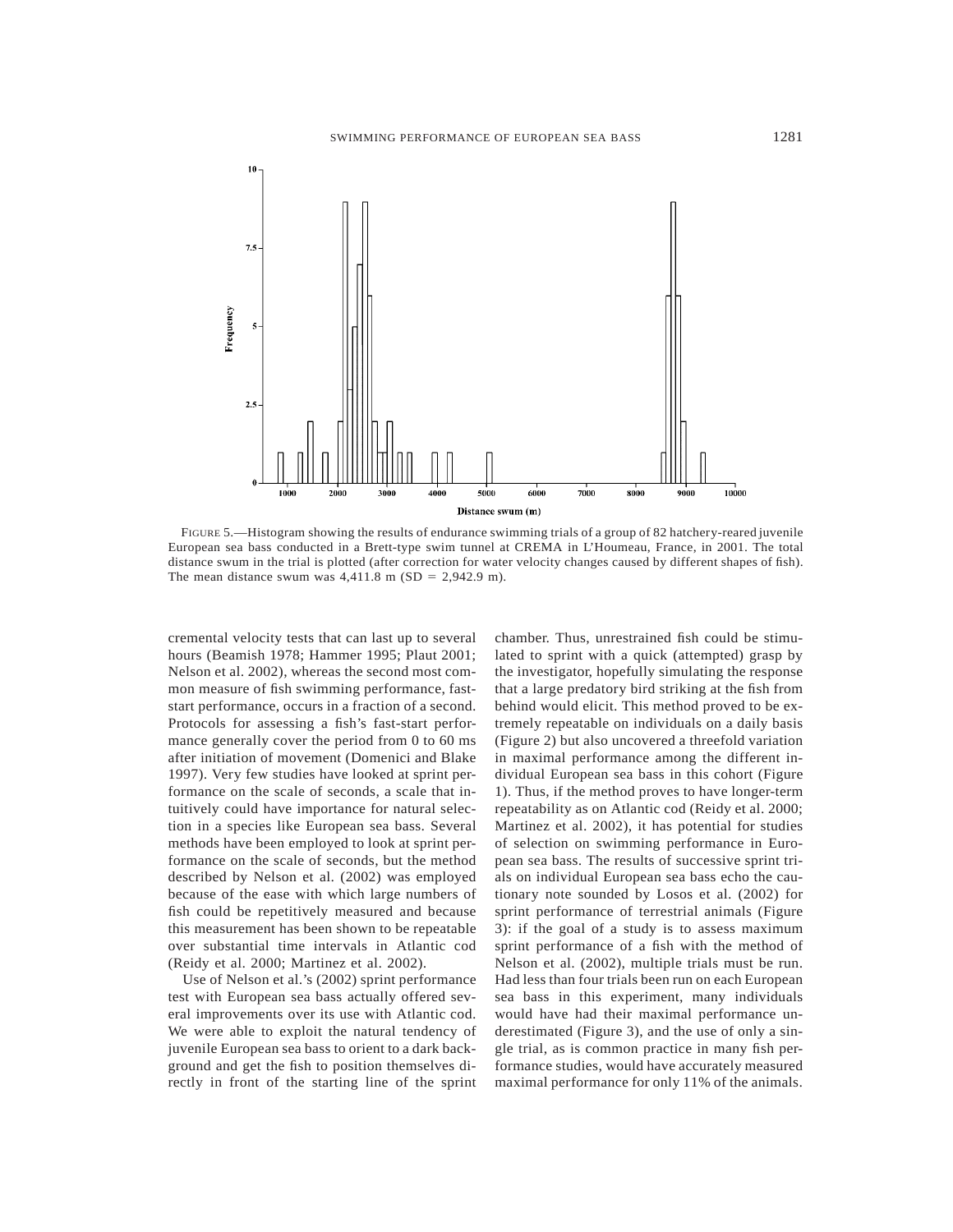FIGURE 5.—Histogram showing the results of endurance swimming trials of a group of 82 hatchery-reared juvenile European sea bass conducted in a Brett-type swim tunnel at CREMA in L'Houmeau, France, in 2001. The total distance swum in the trial is plotted (after correction for water velocity changes caused by different shapes of fish). The mean distance swum was 4,411.8 m (SD = 2,942.9 m).

cremental velocity tests that can last up to several hours (Beamish 1978; Hammer 1995; Plaut 2001; Nelson et al. 2002), whereas the second most common measure of fish swimming performance, fast-start performance, occurs in a fraction of a second. Protocols for assessing a fish's fast-start performance generally cover the period from 0 to 60 ms after initiation of movement (Domenici and Blake 1997). Very few studies have looked at sprint performance on the scale of seconds, a scale that intuitively could have importance for natural selection in a species like European sea bass. Several methods have been employed to look at sprint performance on the scale of seconds, but the method described by Nelson et al. (2002) was employed because of the ease with which large numbers of fish could be repetitively measured and because this measurement has been shown to be repeatable over substantial time intervals in Atlantic cod (Reidy et al. 2000; Martinez et al. 2002).

Use of Nelson et al.'s (2002) sprint performance test with European sea bass actually offered several improvements over its use with Atlantic cod. We were able to exploit the natural tendency of juvenile European sea bass to orient to a dark background and get the fish to position themselves directly in front of the starting line of the sprint chamber. Thus, unrestrained fish could be stimulated to sprint with a quick (attempted) grasp by the investigator, hopefully simulating the response that a large predatory bird striking at the fish from behind would elicit. This method proved to be extremely repeatable on individuals on a daily basis (Figure 2) but also uncovered a threefold variation in maximal performance among the different individual European sea bass in this cohort (Figure 1). Thus, if the method proves to have longer-term repeatability as on Atlantic cod (Reidy et al. 2000; Martinez et al. 2002), it has potential for studies of selection on swimming performance in European sea bass. The results of successive sprint trials on individual European sea bass echo the cautionary note sounded by Losos et al. (2002) for sprint performance of terrestrial animals (Figure 3): if the goal of a study is to assess maximum sprint performance of a fish with the method of Nelson et al. (2002), multiple trials must be run. Had less than four trials been run on each European sea bass in this experiment, many individuals would have had their maximal performance underestimated (Figure 3), and the use of only a single trial, as is common practice in many fish performance studies, would have accurately measured maximal performance for only 11% of the animals.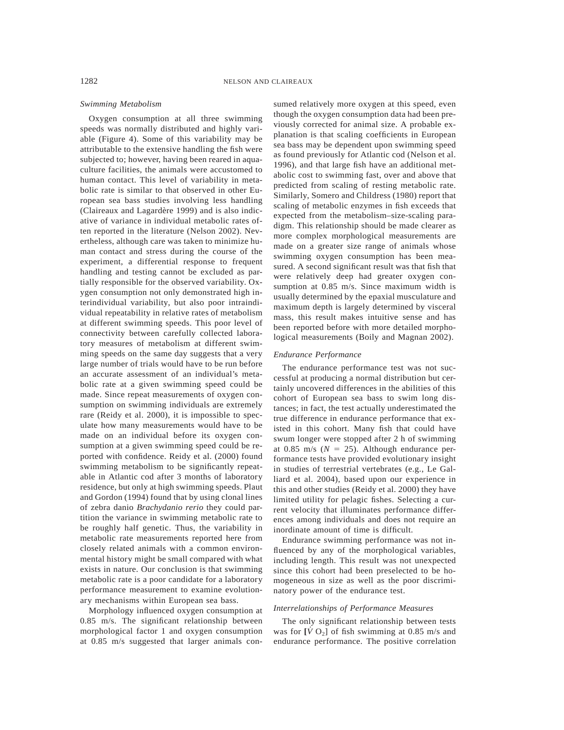*Swimming Metabolism*

Oxygen consumption at all three swimming speeds was normally distributed and highly variable (Figure 4). Some of this variability may be attributable to the extensive handling the fish were subjected to; however, having been reared in aquaculture facilities, the animals were accustomed to human contact. This level of variability in metabolic rate is similar to that observed in other European sea bass studies involving less handling (Claireaux and Lagardère 1999) and is also indicative of variance in individual metabolic rates often reported in the literature (Nelson 2002). Nevertheless, although care was taken to minimize human contact and stress during the course of the experiment, a differential response to frequent handling and testing cannot be excluded as partially responsible for the observed variability. Oxygen consumption not only demonstrated high interindividual variability, but also poor intraindividual repeatability in relative rates of metabolism at different swimming speeds. This poor level of connectivity between carefully collected laboratory measures of metabolism at different swimming speeds on the same day suggests that a very large number of trials would have to be run before an accurate assessment of an individual's metabolic rate at a given swimming speed could be made. Since repeat measurements of oxygen consumption on swimming individuals are extremely rare (Reidy et al. 2000), it is impossible to speculate how many measurements would have to be made on an individual before its oxygen consumption at a given swimming speed could be reported with confidence. Reidy et al. (2000) found swimming metabolism to be significantly repeatable in Atlantic cod after 3 months of laboratory residence, but only at high swimming speeds. Plaut and Gordon (1994) found that by using clonal lines of zebra danio *Brachydanio rerio* they could partition the variance in swimming metabolic rate to be roughly half genetic. Thus, the variability in metabolic rate measurements reported here from closely related animals with a common environmental history might be small compared with what exists in nature. Our conclusion is that swimming metabolic rate is a poor candidate for a laboratory performance measurement to examine evolutionary mechanisms within European sea bass.

Morphology influenced oxygen consumption at 0.85 m/s. The significant relationship between morphological factor 1 and oxygen consumption at 0.85 m/s suggested that larger animals consumed relatively more oxygen at this speed, even though the oxygen consumption data had been previously corrected for animal size. A probable explanation is that scaling coefficients in European sea bass may be dependent upon swimming speed as found previously for Atlantic cod (Nelson et al. 1996), and that large fish have an additional metabolic cost to swimming fast, over and above that predicted from scaling of resting metabolic rate. Similarly, Somero and Childress (1980) report that scaling of metabolic enzymes in fish exceeds that expected from the metabolism–size-scaling paradigm. This relationship should be made clearer as more complex morphological measurements are made on a greater size range of animals whose swimming oxygen consumption has been measured. A second significant result was that fish that were relatively deep had greater oxygen consumption at 0.85 m/s. Since maximum width is usually determined by the epaxial musculature and maximum depth is largely determined by visceral mass, this result makes intuitive sense and has been reported before with more detailed morphological measurements (Boily and Magnan 2002).

*Endurance Performance*

The endurance performance test was not successful at producing a normal distribution but certainly uncovered differences in the abilities of this cohort of European sea bass to swim long distances; in fact, the test actually underestimated the true difference in endurance performance that existed in this cohort. Many fish that could have swum longer were stopped after 2 h of swimming at 0.85 m/s ($N = 25$). Although endurance performance tests have provided evolutionary insight in studies of terrestrial vertebrates (e.g., Le Galliard et al. 2004), based upon our experience in this and other studies (Reidy et al. 2000) they have limited utility for pelagic fishes. Selecting a current velocity that illuminates performance differences among individuals and does not require an inordinate amount of time is difficult.

Endurance swimming performance was not influenced by any of the morphological variables, including length. This result was not unexpected since this cohort had been preselected to be homogeneous in size as well as the poor discriminatory power of the endurance test.

*Interrelationships of Performance Measures*

The only significant relationship between tests was for [$\dot{V}O_2$] of fish swimming at 0.85 m/s and endurance performance. The positive correlation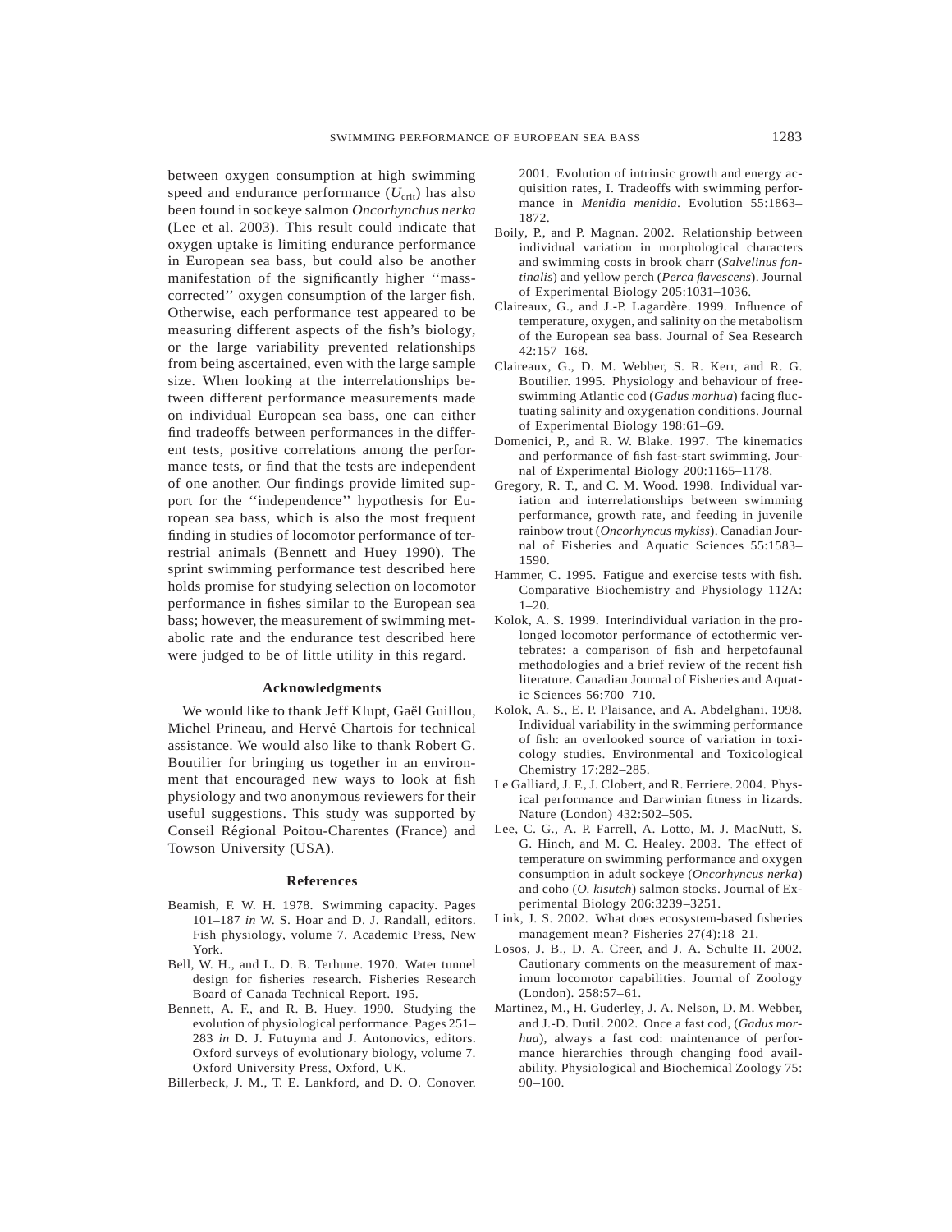between oxygen consumption at high swimming speed and endurance performance ($U_{crit}$) has also been found in sockeye salmon *Oncorhynchus nerka* (Lee et al. 2003). This result could indicate that oxygen uptake is limiting endurance performance in European sea bass, but could also be another manifestation of the significantly higher ''mass-corrected'' oxygen consumption of the larger fish. Otherwise, each performance test appeared to be measuring different aspects of the fish's biology, or the large variability prevented relationships from being ascertained, even with the large sample size. When looking at the interrelationships between different performance measurements made on individual European sea bass, one can either find tradeoffs between performances in the different tests, positive correlations among the performance tests, or find that the tests are independent of one another. Our findings provide limited support for the ''independence'' hypothesis for European sea bass, which is also the most frequent finding in studies of locomotor performance of terrestrial animals (Bennett and Huey 1990). The sprint swimming performance test described here holds promise for studying selection on locomotor performance in fishes similar to the European sea bass; however, the measurement of swimming metabolic rate and the endurance test described here were judged to be of little utility in this regard.

## Acknowledgments

We would like to thank Jeff Klupt, Gaël Guillou, Michel Prineau, and Hervé Chartois for technical assistance. We would also like to thank Robert G. Boutilier for bringing us together in an environment that encouraged new ways to look at fish physiology and two anonymous reviewers for their useful suggestions. This study was supported by Conseil Régional Poitou-Charentes (France) and Towson University (USA).

## References

Beamish, F. W. H. 1978. Swimming capacity. Pages 101–187 *in* W. S. Hoar and D. J. Randall, editors. Fish physiology, volume 7. Academic Press, New York.

Bell, W. H., and L. D. B. Terhune. 1970. Water tunnel design for fisheries research. Fisheries Research Board of Canada Technical Report. 195.

Bennett, A. F., and R. B. Huey. 1990. Studying the evolution of physiological performance. Pages 251–283 *in* D. J. Futuyma and J. Antonovics, editors. Oxford surveys of evolutionary biology, volume 7. Oxford University Press, Oxford, UK.

Billerbeck, J. M., T. E. Lankford, and D. O. Conover. 2001. Evolution of intrinsic growth and energy acquisition rates, I. Tradeoffs with swimming performance in *Menidia menidia*. Evolution 55:1863–1872.

Boily, P., and P. Magnan. 2002. Relationship between individual variation in morphological characters and swimming costs in brook charr (*Salvelinus fontinalis*) and yellow perch (*Perca flavescens*). Journal of Experimental Biology 205:1031–1036.

Claireaux, G., and J.-P. Lagardère. 1999. Influence of temperature, oxygen, and salinity on the metabolism of the European sea bass. Journal of Sea Research 42:157–168.

Claireaux, G., D. M. Webber, S. R. Kerr, and R. G. Boutilier. 1995. Physiology and behaviour of free-swimming Atlantic cod (*Gadus morhua*) facing fluctuating salinity and oxygenation conditions. Journal of Experimental Biology 198:61–69.

Domenici, P., and R. W. Blake. 1997. The kinematics and performance of fish fast-start swimming. Journal of Experimental Biology 200:1165–1178.

Gregory, R. T., and C. M. Wood. 1998. Individual variation and interrelationships between swimming performance, growth rate, and feeding in juvenile rainbow trout (*Oncorhyncus mykiss*). Canadian Journal of Fisheries and Aquatic Sciences 55:1583–1590.

Hammer, C. 1995. Fatigue and exercise tests with fish. Comparative Biochemistry and Physiology 112A: 1–20.

Kolok, A. S. 1999. Interindividual variation in the prolonged locomotor performance of ectothermic vertebrates: a comparison of fish and herpetofaunal methodologies and a brief review of the recent fish literature. Canadian Journal of Fisheries and Aquatic Sciences 56:700–710.

Kolok, A. S., E. P. Plaisance, and A. Abdelghani. 1998. Individual variability in the swimming performance of fish: an overlooked source of variation in toxicology studies. Environmental and Toxicological Chemistry 17:282–285.

Le Galliard, J. F., J. Clobert, and R. Ferriere. 2004. Physical performance and Darwinian fitness in lizards. Nature (London) 432:502–505.

Lee, C. G., A. P. Farrell, A. Lotto, M. J. MacNutt, S. G. Hinch, and M. C. Healey. 2003. The effect of temperature on swimming performance and oxygen consumption in adult sockeye (*Oncorhyncus nerka*) and coho (*O. kisutch*) salmon stocks. Journal of Experimental Biology 206:3239–3251.

Link, J. S. 2002. What does ecosystem-based fisheries management mean? Fisheries 27(4):18–21.

Losos, J. B., D. A. Creer, and J. A. Schulte II. 2002. Cautionary comments on the measurement of maximum locomotor capabilities. Journal of Zoology (London). 258:57–61.

Martinez, M., H. Guderley, J. A. Nelson, D. M. Webber, and J.-D. Dutil. 2002. Once a fast cod, (*Gadus morhua*), always a fast cod: maintenance of performance hierarchies through changing food availability. Physiological and Biochemical Zoology 75: 90–100.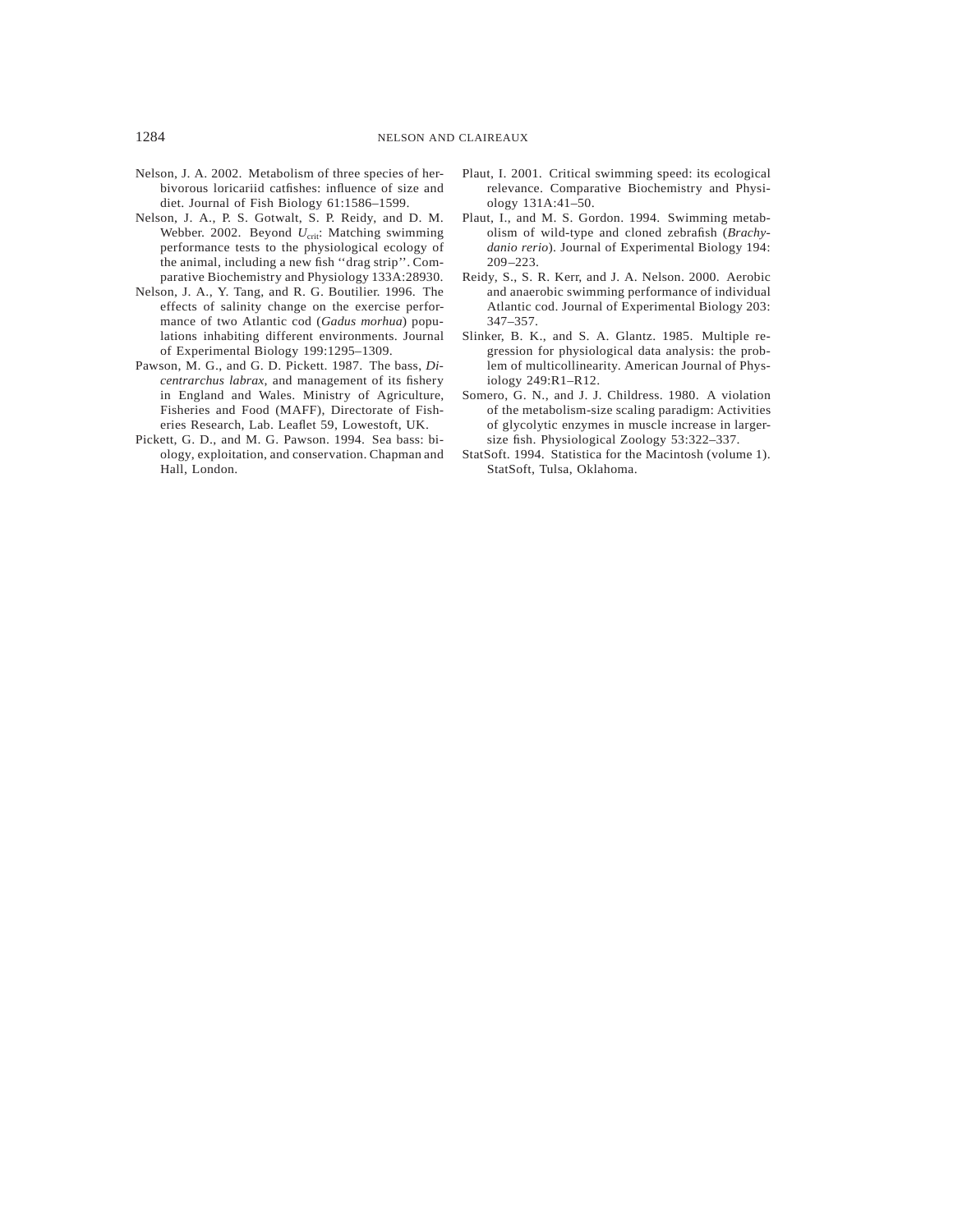Nelson, J. A. 2002. Metabolism of three species of herbivorous loricariid catfishes: influence of size and diet. Journal of Fish Biology 61:1586–1599.

Nelson, J. A., P. S. Gotwalt, S. P. Reidy, and D. M. Webber. 2002. Beyond $U_{crit}$: Matching swimming performance tests to the physiological ecology of the animal, including a new fish ''drag strip''. Comparative Biochemistry and Physiology 133A:28930.

Nelson, J. A., Y. Tang, and R. G. Boutilier. 1996. The effects of salinity change on the exercise performance of two Atlantic cod (*Gadus morhua*) populations inhabiting different environments. Journal of Experimental Biology 199:1295–1309.

Pawson, M. G., and G. D. Pickett. 1987. The bass, *Dicentrarchus labrax*, and management of its fishery in England and Wales. Ministry of Agriculture, Fisheries and Food (MAFF), Directorate of Fisheries Research, Lab. Leaflet 59, Lowestoft, UK.

Pickett, G. D., and M. G. Pawson. 1994. Sea bass: biology, exploitation, and conservation. Chapman and Hall, London.

Plaut, I. 2001. Critical swimming speed: its ecological relevance. Comparative Biochemistry and Physiology 131A:41–50.

Plaut, I., and M. S. Gordon. 1994. Swimming metabolism of wild-type and cloned zebrafish (*Brachydanio rerio*). Journal of Experimental Biology 194: 209–223.

Reidy, S., S. R. Kerr, and J. A. Nelson. 2000. Aerobic and anaerobic swimming performance of individual Atlantic cod. Journal of Experimental Biology 203: 347–357.

Slinker, B. K., and S. A. Glantz. 1985. Multiple regression for physiological data analysis: the problem of multicollinearity. American Journal of Physiology 249:R1–R12.

Somero, G. N., and J. J. Childress. 1980. A violation of the metabolism-size scaling paradigm: Activities of glycolytic enzymes in muscle increase in larger-size fish. Physiological Zoology 53:322–337.

StatSoft. 1994. Statistica for the Macintosh (volume 1). StatSoft, Tulsa, Oklahoma.